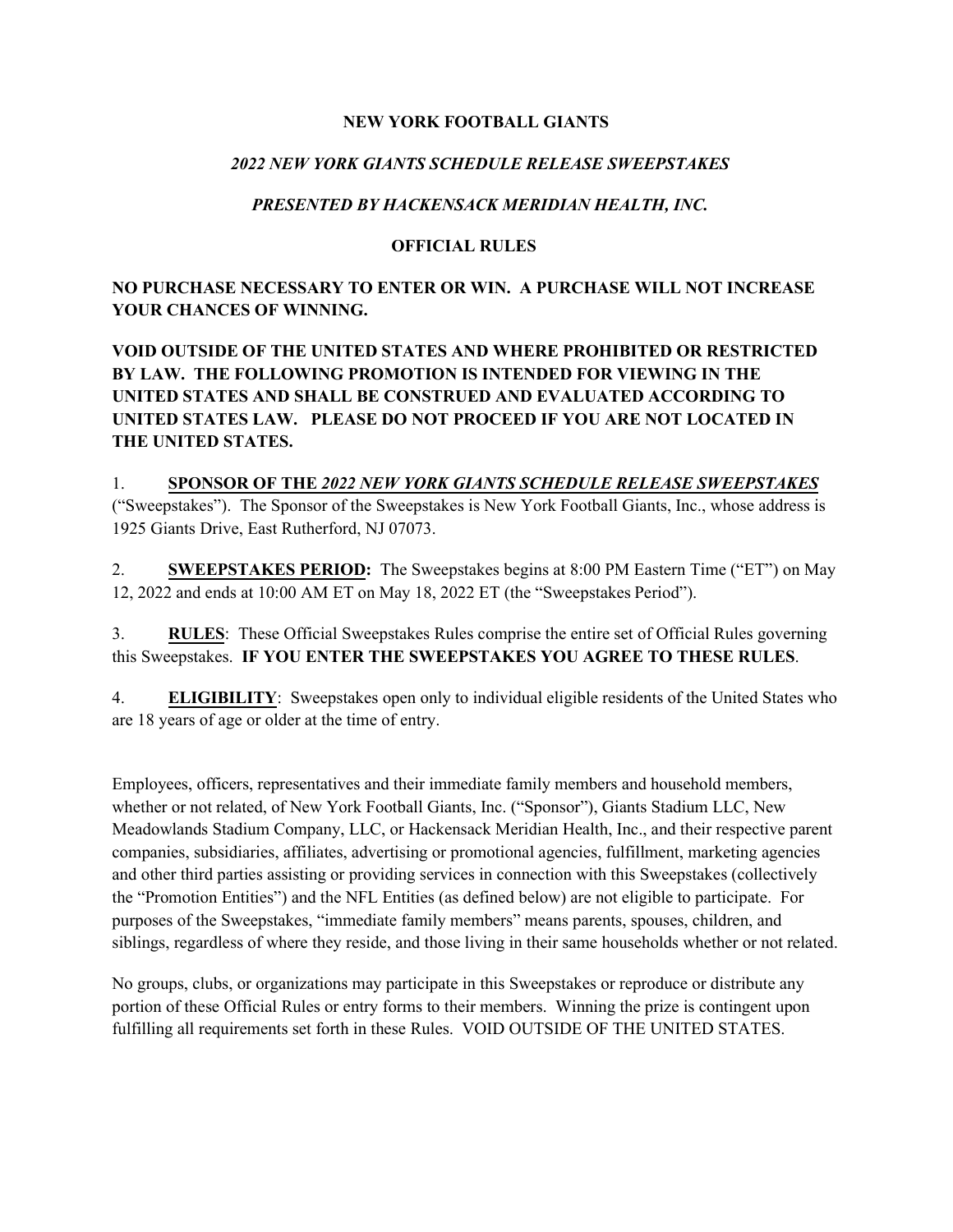**NEW YORK FOOTBALL GIANTS**

***2022 NEW YORK GIANTS SCHEDULE RELEASE SWEEPSTAKES***

***PRESENTED BY HACKENSACK MERIDIAN HEALTH, INC.***

**OFFICIAL RULES**

**NO PURCHASE NECESSARY TO ENTER OR WIN. A PURCHASE WILL NOT INCREASE YOUR CHANCES OF WINNING.**

**VOID OUTSIDE OF THE UNITED STATES AND WHERE PROHIBITED OR RESTRICTED BY LAW. THE FOLLOWING PROMOTION IS INTENDED FOR VIEWING IN THE UNITED STATES AND SHALL BE CONSTRUED AND EVALUATED ACCORDING TO UNITED STATES LAW. PLEASE DO NOT PROCEED IF YOU ARE NOT LOCATED IN THE UNITED STATES.**

1. **SPONSOR OF THE *2022 NEW YORK GIANTS SCHEDULE RELEASE SWEEPSTAKES*** ("Sweepstakes"). The Sponsor of the Sweepstakes is New York Football Giants, Inc., whose address is 1925 Giants Drive, East Rutherford, NJ 07073.

2. **SWEEPSTAKES PERIOD:** The Sweepstakes begins at 8:00 PM Eastern Time ("ET") on May 12, 2022 and ends at 10:00 AM ET on May 18, 2022 ET (the "Sweepstakes Period").

3. **RULES**: These Official Sweepstakes Rules comprise the entire set of Official Rules governing this Sweepstakes. **IF YOU ENTER THE SWEEPSTAKES YOU AGREE TO THESE RULES**.

4. **ELIGIBILITY**: Sweepstakes open only to individual eligible residents of the United States who are 18 years of age or older at the time of entry.

Employees, officers, representatives and their immediate family members and household members, whether or not related, of New York Football Giants, Inc. ("Sponsor"), Giants Stadium LLC, New Meadowlands Stadium Company, LLC, or Hackensack Meridian Health, Inc., and their respective parent companies, subsidiaries, affiliates, advertising or promotional agencies, fulfillment, marketing agencies and other third parties assisting or providing services in connection with this Sweepstakes (collectively the "Promotion Entities") and the NFL Entities (as defined below) are not eligible to participate. For purposes of the Sweepstakes, "immediate family members" means parents, spouses, children, and siblings, regardless of where they reside, and those living in their same households whether or not related.

No groups, clubs, or organizations may participate in this Sweepstakes or reproduce or distribute any portion of these Official Rules or entry forms to their members. Winning the prize is contingent upon fulfilling all requirements set forth in these Rules. VOID OUTSIDE OF THE UNITED STATES.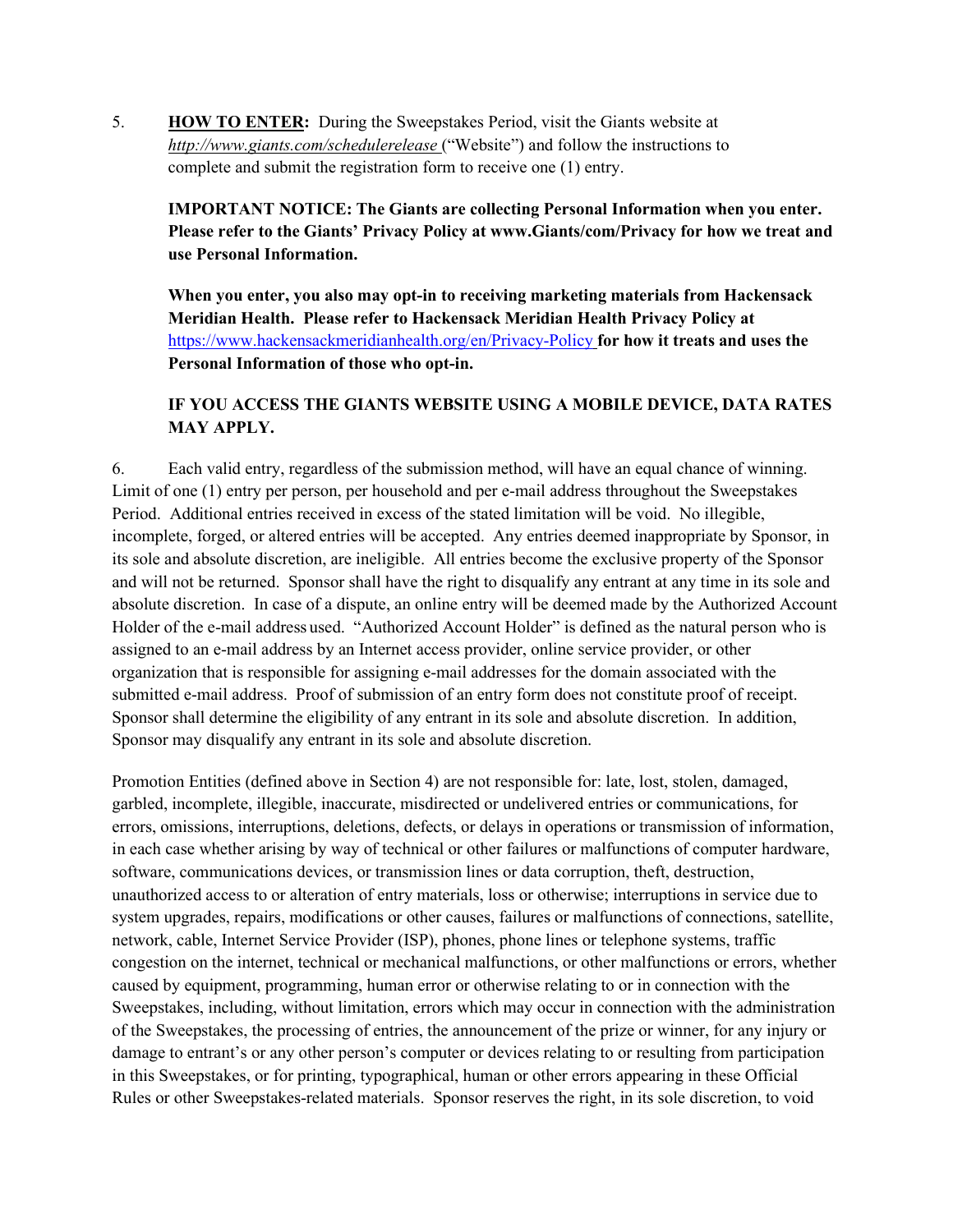5. **HOW TO ENTER:** During the Sweepstakes Period, visit the Giants website at *http://www.giants.com/schedulerelease* ("Website") and follow the instructions to complete and submit the registration form to receive one (1) entry.

**IMPORTANT NOTICE: The Giants are collecting Personal Information when you enter. Please refer to the Giants' Privacy Policy at www.Giants/com/Privacy for how we treat and use Personal Information.**

**When you enter, you also may opt-in to receiving marketing materials from Hackensack Meridian Health. Please refer to Hackensack Meridian Health Privacy Policy at** https://www.hackensackmeridianhealth.org/en/Privacy-Policy **for how it treats and uses the Personal Information of those who opt-in.**

**IF YOU ACCESS THE GIANTS WEBSITE USING A MOBILE DEVICE, DATA RATES MAY APPLY.**

6. Each valid entry, regardless of the submission method, will have an equal chance of winning. Limit of one (1) entry per person, per household and per e-mail address throughout the Sweepstakes Period. Additional entries received in excess of the stated limitation will be void. No illegible, incomplete, forged, or altered entries will be accepted. Any entries deemed inappropriate by Sponsor, in its sole and absolute discretion, are ineligible. All entries become the exclusive property of the Sponsor and will not be returned. Sponsor shall have the right to disqualify any entrant at any time in its sole and absolute discretion. In case of a dispute, an online entry will be deemed made by the Authorized Account Holder of the e-mail address used. "Authorized Account Holder" is defined as the natural person who is assigned to an e-mail address by an Internet access provider, online service provider, or other organization that is responsible for assigning e-mail addresses for the domain associated with the submitted e-mail address. Proof of submission of an entry form does not constitute proof of receipt. Sponsor shall determine the eligibility of any entrant in its sole and absolute discretion. In addition, Sponsor may disqualify any entrant in its sole and absolute discretion.

Promotion Entities (defined above in Section 4) are not responsible for: late, lost, stolen, damaged, garbled, incomplete, illegible, inaccurate, misdirected or undelivered entries or communications, for errors, omissions, interruptions, deletions, defects, or delays in operations or transmission of information, in each case whether arising by way of technical or other failures or malfunctions of computer hardware, software, communications devices, or transmission lines or data corruption, theft, destruction, unauthorized access to or alteration of entry materials, loss or otherwise; interruptions in service due to system upgrades, repairs, modifications or other causes, failures or malfunctions of connections, satellite, network, cable, Internet Service Provider (ISP), phones, phone lines or telephone systems, traffic congestion on the internet, technical or mechanical malfunctions, or other malfunctions or errors, whether caused by equipment, programming, human error or otherwise relating to or in connection with the Sweepstakes, including, without limitation, errors which may occur in connection with the administration of the Sweepstakes, the processing of entries, the announcement of the prize or winner, for any injury or damage to entrant's or any other person's computer or devices relating to or resulting from participation in this Sweepstakes, or for printing, typographical, human or other errors appearing in these Official Rules or other Sweepstakes-related materials. Sponsor reserves the right, in its sole discretion, to void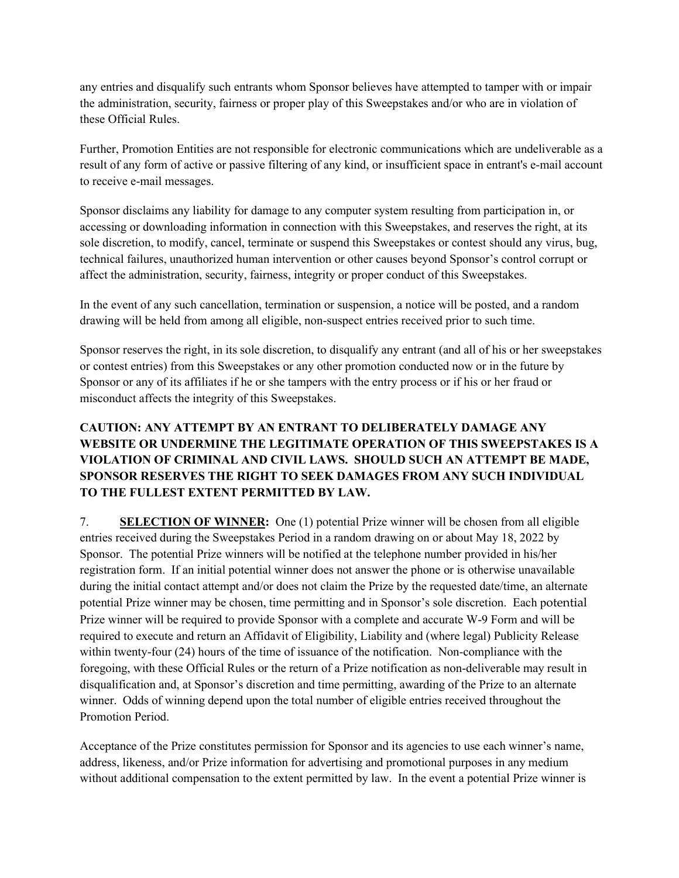any entries and disqualify such entrants whom Sponsor believes have attempted to tamper with or impair the administration, security, fairness or proper play of this Sweepstakes and/or who are in violation of these Official Rules.

Further, Promotion Entities are not responsible for electronic communications which are undeliverable as a result of any form of active or passive filtering of any kind, or insufficient space in entrant's e-mail account to receive e-mail messages.

Sponsor disclaims any liability for damage to any computer system resulting from participation in, or accessing or downloading information in connection with this Sweepstakes, and reserves the right, at its sole discretion, to modify, cancel, terminate or suspend this Sweepstakes or contest should any virus, bug, technical failures, unauthorized human intervention or other causes beyond Sponsor's control corrupt or affect the administration, security, fairness, integrity or proper conduct of this Sweepstakes.

In the event of any such cancellation, termination or suspension, a notice will be posted, and a random drawing will be held from among all eligible, non-suspect entries received prior to such time.

Sponsor reserves the right, in its sole discretion, to disqualify any entrant (and all of his or her sweepstakes or contest entries) from this Sweepstakes or any other promotion conducted now or in the future by Sponsor or any of its affiliates if he or she tampers with the entry process or if his or her fraud or misconduct affects the integrity of this Sweepstakes.

**CAUTION: ANY ATTEMPT BY AN ENTRANT TO DELIBERATELY DAMAGE ANY WEBSITE OR UNDERMINE THE LEGITIMATE OPERATION OF THIS SWEEPSTAKES IS A VIOLATION OF CRIMINAL AND CIVIL LAWS. SHOULD SUCH AN ATTEMPT BE MADE, SPONSOR RESERVES THE RIGHT TO SEEK DAMAGES FROM ANY SUCH INDIVIDUAL TO THE FULLEST EXTENT PERMITTED BY LAW.**

7. **SELECTION OF WINNER:** One (1) potential Prize winner will be chosen from all eligible entries received during the Sweepstakes Period in a random drawing on or about May 18, 2022 by Sponsor. The potential Prize winners will be notified at the telephone number provided in his/her registration form. If an initial potential winner does not answer the phone or is otherwise unavailable during the initial contact attempt and/or does not claim the Prize by the requested date/time, an alternate potential Prize winner may be chosen, time permitting and in Sponsor's sole discretion. Each potential Prize winner will be required to provide Sponsor with a complete and accurate W-9 Form and will be required to execute and return an Affidavit of Eligibility, Liability and (where legal) Publicity Release within twenty-four (24) hours of the time of issuance of the notification. Non-compliance with the foregoing, with these Official Rules or the return of a Prize notification as non-deliverable may result in disqualification and, at Sponsor's discretion and time permitting, awarding of the Prize to an alternate winner. Odds of winning depend upon the total number of eligible entries received throughout the Promotion Period.

Acceptance of the Prize constitutes permission for Sponsor and its agencies to use each winner's name, address, likeness, and/or Prize information for advertising and promotional purposes in any medium without additional compensation to the extent permitted by law. In the event a potential Prize winner is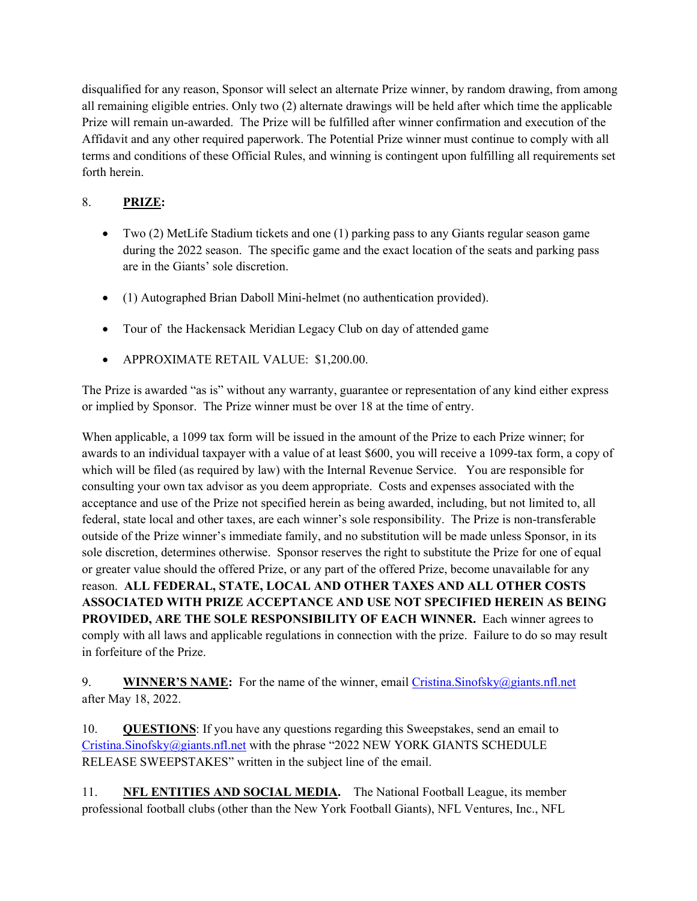disqualified for any reason, Sponsor will select an alternate Prize winner, by random drawing, from among all remaining eligible entries. Only two (2) alternate drawings will be held after which time the applicable Prize will remain un-awarded. The Prize will be fulfilled after winner confirmation and execution of the Affidavit and any other required paperwork. The Potential Prize winner must continue to comply with all terms and conditions of these Official Rules, and winning is contingent upon fulfilling all requirements set forth herein.

8. **PRIZE:**

- Two (2) MetLife Stadium tickets and one (1) parking pass to any Giants regular season game during the 2022 season. The specific game and the exact location of the seats and parking pass are in the Giants' sole discretion.
- (1) Autographed Brian Daboll Mini-helmet (no authentication provided).
- Tour of the Hackensack Meridian Legacy Club on day of attended game
- APPROXIMATE RETAIL VALUE: $1,200.00.

The Prize is awarded "as is" without any warranty, guarantee or representation of any kind either express or implied by Sponsor. The Prize winner must be over 18 at the time of entry.

When applicable, a 1099 tax form will be issued in the amount of the Prize to each Prize winner; for awards to an individual taxpayer with a value of at least $600, you will receive a 1099-tax form, a copy of which will be filed (as required by law) with the Internal Revenue Service. You are responsible for consulting your own tax advisor as you deem appropriate. Costs and expenses associated with the acceptance and use of the Prize not specified herein as being awarded, including, but not limited to, all federal, state local and other taxes, are each winner's sole responsibility. The Prize is non-transferable outside of the Prize winner's immediate family, and no substitution will be made unless Sponsor, in its sole discretion, determines otherwise. Sponsor reserves the right to substitute the Prize for one of equal or greater value should the offered Prize, or any part of the offered Prize, become unavailable for any reason. **ALL FEDERAL, STATE, LOCAL AND OTHER TAXES AND ALL OTHER COSTS ASSOCIATED WITH PRIZE ACCEPTANCE AND USE NOT SPECIFIED HEREIN AS BEING PROVIDED, ARE THE SOLE RESPONSIBILITY OF EACH WINNER.** Each winner agrees to comply with all laws and applicable regulations in connection with the prize. Failure to do so may result in forfeiture of the Prize.

9. **WINNER'S NAME:** For the name of the winner, email Cristina.Sinofsky@giants.nfl.net after May 18, 2022.

10. **QUESTIONS**: If you have any questions regarding this Sweepstakes, send an email to Cristina.Sinofsky@giants.nfl.net with the phrase "2022 NEW YORK GIANTS SCHEDULE RELEASE SWEEPSTAKES" written in the subject line of the email.

11. **NFL ENTITIES AND SOCIAL MEDIA.** The National Football League, its member professional football clubs (other than the New York Football Giants), NFL Ventures, Inc., NFL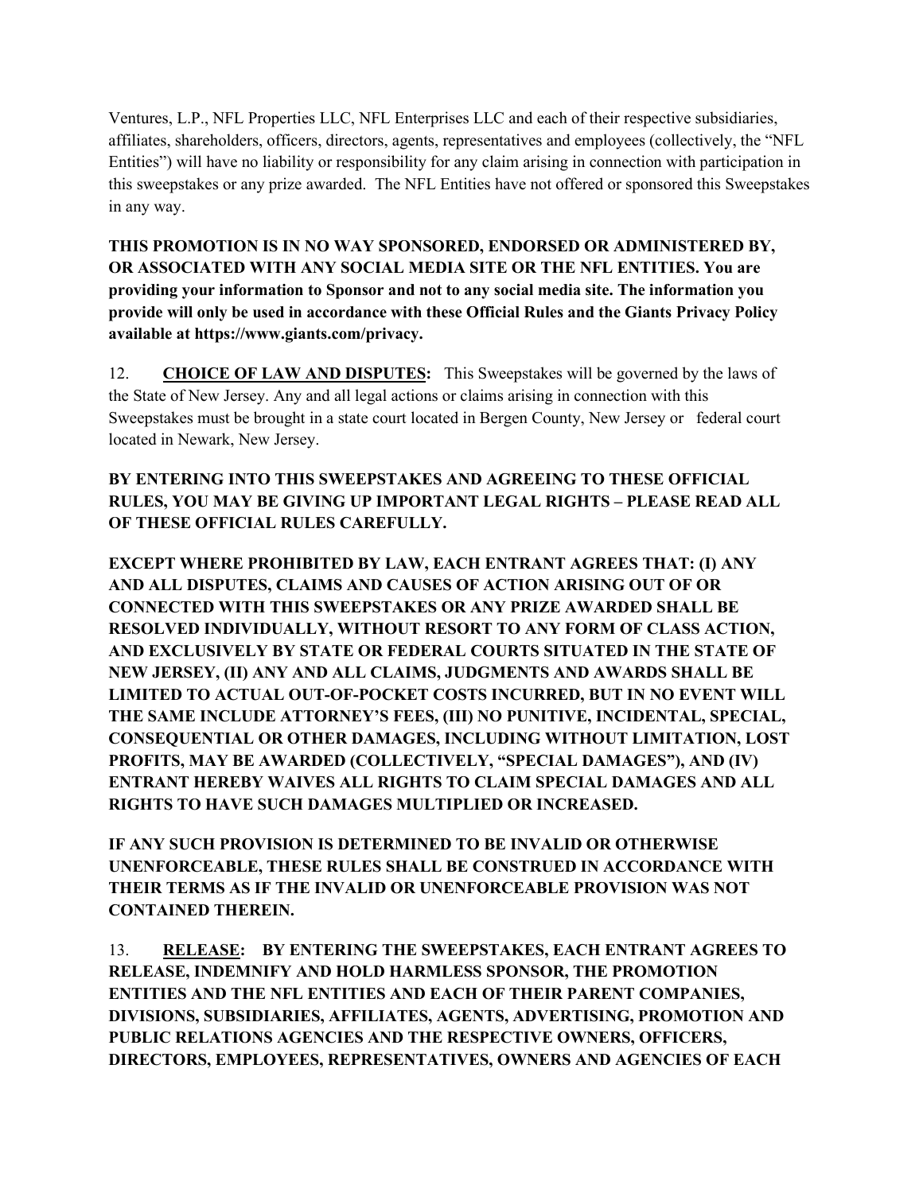Ventures, L.P., NFL Properties LLC, NFL Enterprises LLC and each of their respective subsidiaries, affiliates, shareholders, officers, directors, agents, representatives and employees (collectively, the "NFL Entities") will have no liability or responsibility for any claim arising in connection with participation in this sweepstakes or any prize awarded. The NFL Entities have not offered or sponsored this Sweepstakes in any way.

**THIS PROMOTION IS IN NO WAY SPONSORED, ENDORSED OR ADMINISTERED BY, OR ASSOCIATED WITH ANY SOCIAL MEDIA SITE OR THE NFL ENTITIES. You are providing your information to Sponsor and not to any social media site. The information you provide will only be used in accordance with these Official Rules and the Giants Privacy Policy available at https://www.giants.com/privacy.**

12. **CHOICE OF LAW AND DISPUTES:** This Sweepstakes will be governed by the laws of the State of New Jersey. Any and all legal actions or claims arising in connection with this Sweepstakes must be brought in a state court located in Bergen County, New Jersey or federal court located in Newark, New Jersey.

**BY ENTERING INTO THIS SWEEPSTAKES AND AGREEING TO THESE OFFICIAL RULES, YOU MAY BE GIVING UP IMPORTANT LEGAL RIGHTS – PLEASE READ ALL OF THESE OFFICIAL RULES CAREFULLY.**

**EXCEPT WHERE PROHIBITED BY LAW, EACH ENTRANT AGREES THAT: (I) ANY AND ALL DISPUTES, CLAIMS AND CAUSES OF ACTION ARISING OUT OF OR CONNECTED WITH THIS SWEEPSTAKES OR ANY PRIZE AWARDED SHALL BE RESOLVED INDIVIDUALLY, WITHOUT RESORT TO ANY FORM OF CLASS ACTION, AND EXCLUSIVELY BY STATE OR FEDERAL COURTS SITUATED IN THE STATE OF NEW JERSEY, (II) ANY AND ALL CLAIMS, JUDGMENTS AND AWARDS SHALL BE LIMITED TO ACTUAL OUT-OF-POCKET COSTS INCURRED, BUT IN NO EVENT WILL THE SAME INCLUDE ATTORNEY'S FEES, (III) NO PUNITIVE, INCIDENTAL, SPECIAL, CONSEQUENTIAL OR OTHER DAMAGES, INCLUDING WITHOUT LIMITATION, LOST PROFITS, MAY BE AWARDED (COLLECTIVELY, "SPECIAL DAMAGES"), AND (IV) ENTRANT HEREBY WAIVES ALL RIGHTS TO CLAIM SPECIAL DAMAGES AND ALL RIGHTS TO HAVE SUCH DAMAGES MULTIPLIED OR INCREASED.**

**IF ANY SUCH PROVISION IS DETERMINED TO BE INVALID OR OTHERWISE UNENFORCEABLE, THESE RULES SHALL BE CONSTRUED IN ACCORDANCE WITH THEIR TERMS AS IF THE INVALID OR UNENFORCEABLE PROVISION WAS NOT CONTAINED THEREIN.**

13. **RELEASE: BY ENTERING THE SWEEPSTAKES, EACH ENTRANT AGREES TO RELEASE, INDEMNIFY AND HOLD HARMLESS SPONSOR, THE PROMOTION ENTITIES AND THE NFL ENTITIES AND EACH OF THEIR PARENT COMPANIES, DIVISIONS, SUBSIDIARIES, AFFILIATES, AGENTS, ADVERTISING, PROMOTION AND PUBLIC RELATIONS AGENCIES AND THE RESPECTIVE OWNERS, OFFICERS, DIRECTORS, EMPLOYEES, REPRESENTATIVES, OWNERS AND AGENCIES OF EACH**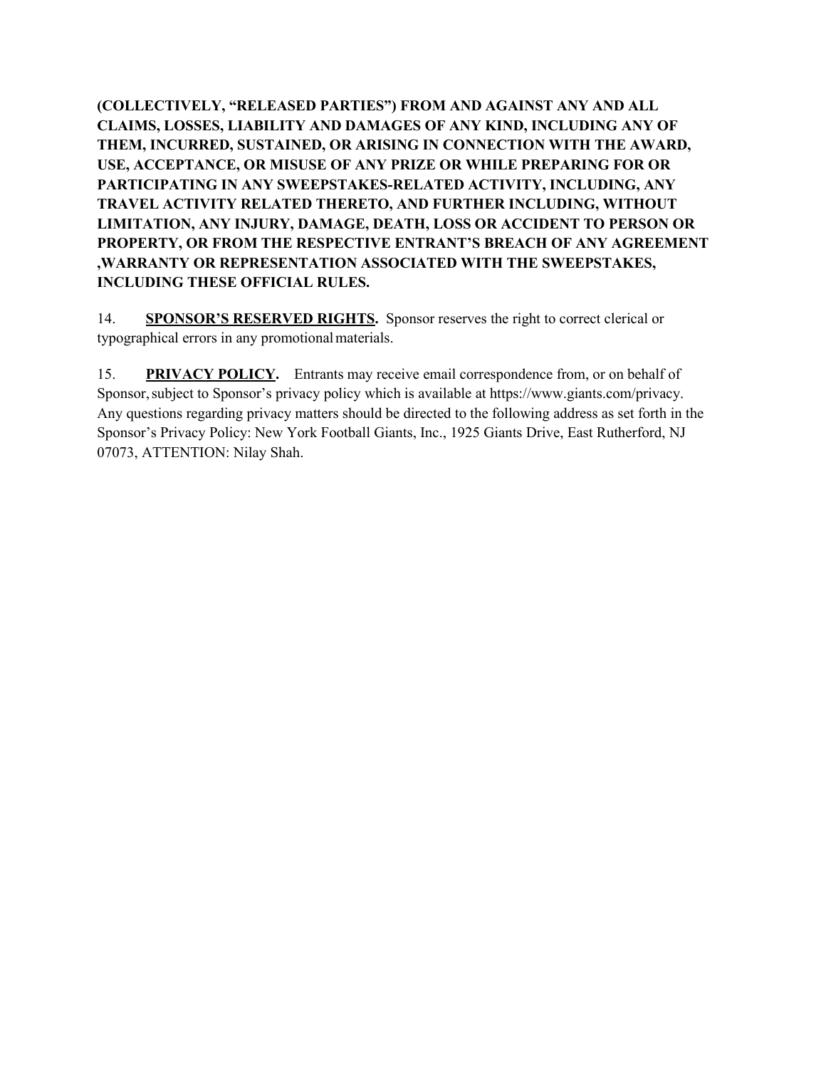**(COLLECTIVELY, "RELEASED PARTIES") FROM AND AGAINST ANY AND ALL CLAIMS, LOSSES, LIABILITY AND DAMAGES OF ANY KIND, INCLUDING ANY OF THEM, INCURRED, SUSTAINED, OR ARISING IN CONNECTION WITH THE AWARD, USE, ACCEPTANCE, OR MISUSE OF ANY PRIZE OR WHILE PREPARING FOR OR PARTICIPATING IN ANY SWEEPSTAKES-RELATED ACTIVITY, INCLUDING, ANY TRAVEL ACTIVITY RELATED THERETO, AND FURTHER INCLUDING, WITHOUT LIMITATION, ANY INJURY, DAMAGE, DEATH, LOSS OR ACCIDENT TO PERSON OR PROPERTY, OR FROM THE RESPECTIVE ENTRANT'S BREACH OF ANY AGREEMENT ,WARRANTY OR REPRESENTATION ASSOCIATED WITH THE SWEEPSTAKES, INCLUDING THESE OFFICIAL RULES.**

14. **SPONSOR'S RESERVED RIGHTS.** Sponsor reserves the right to correct clerical or typographical errors in any promotional materials.

15. **PRIVACY POLICY.** Entrants may receive email correspondence from, or on behalf of Sponsor, subject to Sponsor's privacy policy which is available at https://www.giants.com/privacy. Any questions regarding privacy matters should be directed to the following address as set forth in the Sponsor's Privacy Policy: New York Football Giants, Inc., 1925 Giants Drive, East Rutherford, NJ 07073, ATTENTION: Nilay Shah.